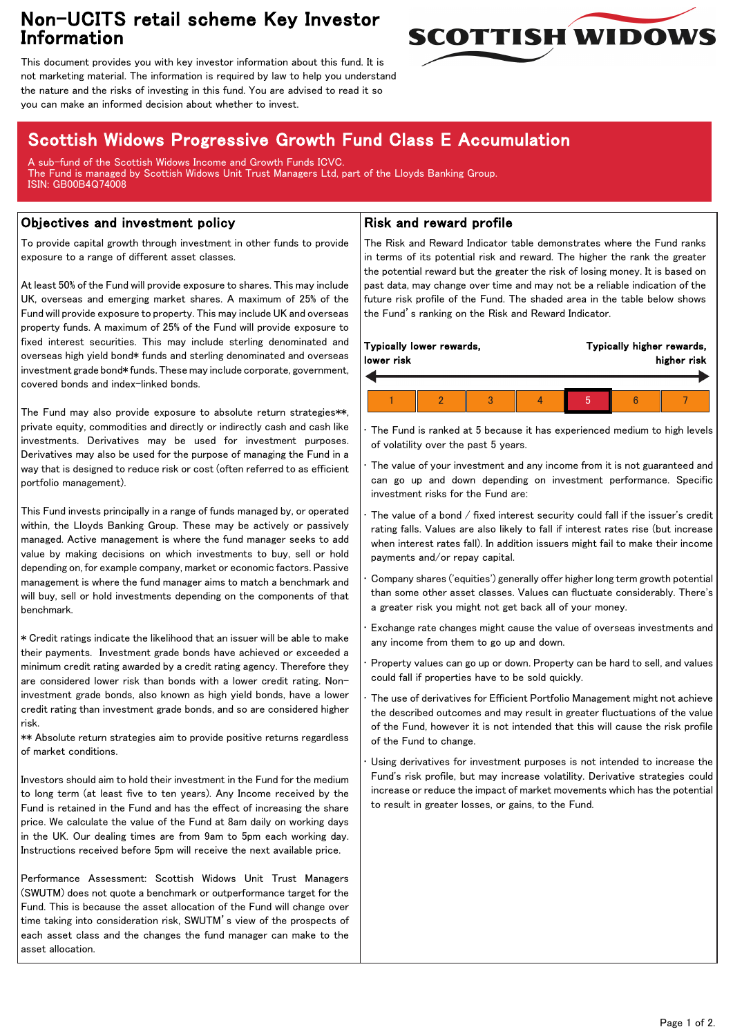# Non-UCITS retail scheme Key Investor Information

This document provides you with key investor information about this fund. It is not marketing material. The information is required by law to help you understand the nature and the risks of investing in this fund. You are advised to read it so you can make an informed decision about whether to invest.

SCOTTISH WIDOWS

## Scottish Widows Progressive Growth Fund Class E Accumulation

A sub-fund of the Scottish Widows Income and Growth Funds ICVC.
The Fund is managed by Scottish Widows Unit Trust Managers Ltd, part of the Lloyds Banking Group.
ISIN: GB00B4Q74008

### Objectives and investment policy

To provide capital growth through investment in other funds to provide exposure to a range of different asset classes.

At least 50% of the Fund will provide exposure to shares. This may include UK, overseas and emerging market shares. A maximum of 25% of the Fund will provide exposure to property. This may include UK and overseas property funds. A maximum of 25% of the Fund will provide exposure to fixed interest securities. This may include sterling denominated and overseas high yield bond* funds and sterling denominated and overseas investment grade bond* funds. These may include corporate, government, covered bonds and index-linked bonds.

The Fund may also provide exposure to absolute return strategies**, private equity, commodities and directly or indirectly cash and cash like investments. Derivatives may be used for investment purposes. Derivatives may also be used for the purpose of managing the Fund in a way that is designed to reduce risk or cost (often referred to as efficient portfolio management).

This Fund invests principally in a range of funds managed by, or operated within, the Lloyds Banking Group. These may be actively or passively managed. Active management is where the fund manager seeks to add value by making decisions on which investments to buy, sell or hold depending on, for example company, market or economic factors. Passive management is where the fund manager aims to match a benchmark and will buy, sell or hold investments depending on the components of that benchmark.

* Credit ratings indicate the likelihood that an issuer will be able to make their payments. Investment grade bonds have achieved or exceeded a minimum credit rating awarded by a credit rating agency. Therefore they are considered lower risk than bonds with a lower credit rating. Non-investment grade bonds, also known as high yield bonds, have a lower credit rating than investment grade bonds, and so are considered higher risk.
** Absolute return strategies aim to provide positive returns regardless of market conditions.

Investors should aim to hold their investment in the Fund for the medium to long term (at least five to ten years). Any Income received by the Fund is retained in the Fund and has the effect of increasing the share price. We calculate the value of the Fund at 8am daily on working days in the UK. Our dealing times are from 9am to 5pm each working day. Instructions received before 5pm will receive the next available price.

Performance Assessment: Scottish Widows Unit Trust Managers (SWUTM) does not quote a benchmark or outperformance target for the Fund. This is because the asset allocation of the Fund will change over time taking into consideration risk, SWUTM's view of the prospects of each asset class and the changes the fund manager can make to the asset allocation.

### Risk and reward profile

The Risk and Reward Indicator table demonstrates where the Fund ranks in terms of its potential risk and reward. The higher the rank the greater the potential reward but the greater the risk of losing money. It is based on past data, may change over time and may not be a reliable indication of the future risk profile of the Fund. The shaded area in the table below shows the Fund's ranking on the Risk and Reward Indicator.

**Typically lower rewards, lower risk** ← → **Typically higher rewards, higher risk**

| 1 | 2 | 3 | 4 | **5** | 6 | 7 |
|---|---|---|---|---|---|---|

- The Fund is ranked at 5 because it has experienced medium to high levels of volatility over the past 5 years.
- The value of your investment and any income from it is not guaranteed and can go up and down depending on investment performance. Specific investment risks for the Fund are:
- The value of a bond / fixed interest security could fall if the issuer's credit rating falls. Values are also likely to fall if interest rates rise (but increase when interest rates fall). In addition issuers might fail to make their income payments and/or repay capital.
- Company shares ('equities') generally offer higher long term growth potential than some other asset classes. Values can fluctuate considerably. There's a greater risk you might not get back all of your money.
- Exchange rate changes might cause the value of overseas investments and any income from them to go up and down.
- Property values can go up or down. Property can be hard to sell, and values could fall if properties have to be sold quickly.
- The use of derivatives for Efficient Portfolio Management might not achieve the described outcomes and may result in greater fluctuations of the value of the Fund, however it is not intended that this will cause the risk profile of the Fund to change.
- Using derivatives for investment purposes is not intended to increase the Fund's risk profile, but may increase volatility. Derivative strategies could increase or reduce the impact of market movements which has the potential to result in greater losses, or gains, to the Fund.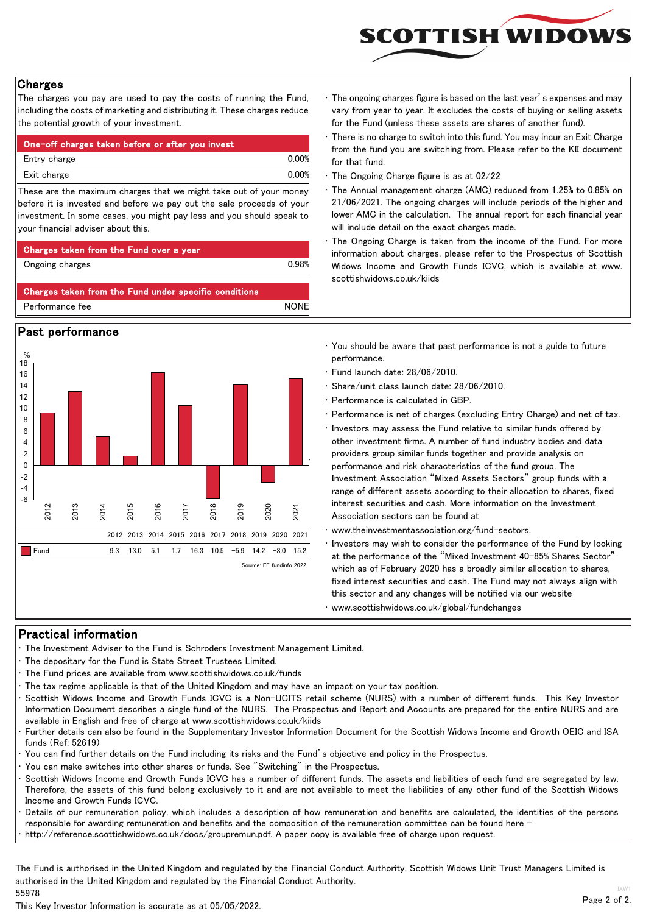## Charges

The charges you pay are used to pay the costs of running the Fund, including the costs of marketing and distributing it. These charges reduce the potential growth of your investment.

| One-off charges taken before or after you invest | |
|---|---|
| Entry charge | 0.00% |
| Exit charge | 0.00% |

These are the maximum charges that we might take out of your money before it is invested and before we pay out the sale proceeds of your investment. In some cases, you might pay less and you should speak to your financial adviser about this.

| Charges taken from the Fund over a year | |
|---|---|
| Ongoing charges | 0.98% |

| Charges taken from the Fund under specific conditions | |
|---|---|
| Performance fee | NONE |

- The ongoing charges figure is based on the last year's expenses and may vary from year to year. It excludes the costs of buying or selling assets for the Fund (unless these assets are shares of another fund).
- There is no charge to switch into this fund. You may incur an Exit Charge from the fund you are switching from. Please refer to the KII document for that fund.
- The Ongoing Charge figure is as at 02/22
- The Annual management charge (AMC) reduced from 1.25% to 0.85% on 21/06/2021. The ongoing charges will include periods of the higher and lower AMC in the calculation. The annual report for each financial year will include detail on the exact charges made.
- The Ongoing Charge is taken from the income of the Fund. For more information about charges, please refer to the Prospectus of Scottish Widows Income and Growth Funds ICVC, which is available at www.scottishwidows.co.uk/kiids

## Past performance

%
18
16
14
12
10
8
6
4
2
0
-2
-4
-6

2012 2013 2014 2015 2016 2017 2018 2019 2020 2021

Fund 9.3 13.0 5.1 1.7 16.3 10.5 −5.9 14.2 −3.0 15.2

Source: FE fundinfo 2022

- You should be aware that past performance is not a guide to future performance.
- Fund launch date: 28/06/2010.
- Share/unit class launch date: 28/06/2010.
- Performance is calculated in GBP.
- Performance is net of charges (excluding Entry Charge) and net of tax.
- Investors may assess the Fund relative to similar funds offered by other investment firms. A number of fund industry bodies and data providers group similar funds together and provide analysis on performance and risk characteristics of the fund group. The Investment Association "Mixed Assets Sectors" group funds with a range of different assets according to their allocation to shares, fixed interest securities and cash. More information on the Investment Association sectors can be found at
- www.theinvestmentassociation.org/fund-sectors.
- Investors may wish to consider the performance of the Fund by looking at the performance of the "Mixed Investment 40-85% Shares Sector" which as of February 2020 has a broadly similar allocation to shares, fixed interest securities and cash. The Fund may not always align with this sector and any changes will be notified via our website
- www.scottishwidows.co.uk/global/fundchanges

## Practical information

- The Investment Adviser to the Fund is Schroders Investment Management Limited.
- The depositary for the Fund is State Street Trustees Limited.
- The Fund prices are available from www.scottishwidows.co.uk/funds
- The tax regime applicable is that of the United Kingdom and may have an impact on your tax position.
- Scottish Widows Income and Growth Funds ICVC is a Non-UCITS retail scheme (NURS) with a number of different funds. This Key Investor Information Document describes a single fund of the NURS. The Prospectus and Report and Accounts are prepared for the entire NURS and are available in English and free of charge at www.scottishwidows.co.uk/kiids
- Further details can also be found in the Supplementary Investor Information Document for the Scottish Widows Income and Growth OEIC and ISA funds (Ref: 52619)
- You can find further details on the Fund including its risks and the Fund's objective and policy in the Prospectus.
- You can make switches into other shares or funds. See "Switching" in the Prospectus.
- Scottish Widows Income and Growth Funds ICVC has a number of different funds. The assets and liabilities of each fund are segregated by law. Therefore, the assets of this fund belong exclusively to it and are not available to meet the liabilities of any other fund of the Scottish Widows Income and Growth Funds ICVC.
- Details of our remuneration policy, which includes a description of how remuneration and benefits are calculated, the identities of the persons responsible for awarding remuneration and benefits and the composition of the remuneration committee can be found here –
- http://reference.scottishwidows.co.uk/docs/groupremun.pdf. A paper copy is available free of charge upon request.

The Fund is authorised in the United Kingdom and regulated by the Financial Conduct Authority. Scottish Widows Unit Trust Managers Limited is authorised in the United Kingdom and regulated by the Financial Conduct Authority.

55978

This Key Investor Information is accurate as at 05/05/2022.